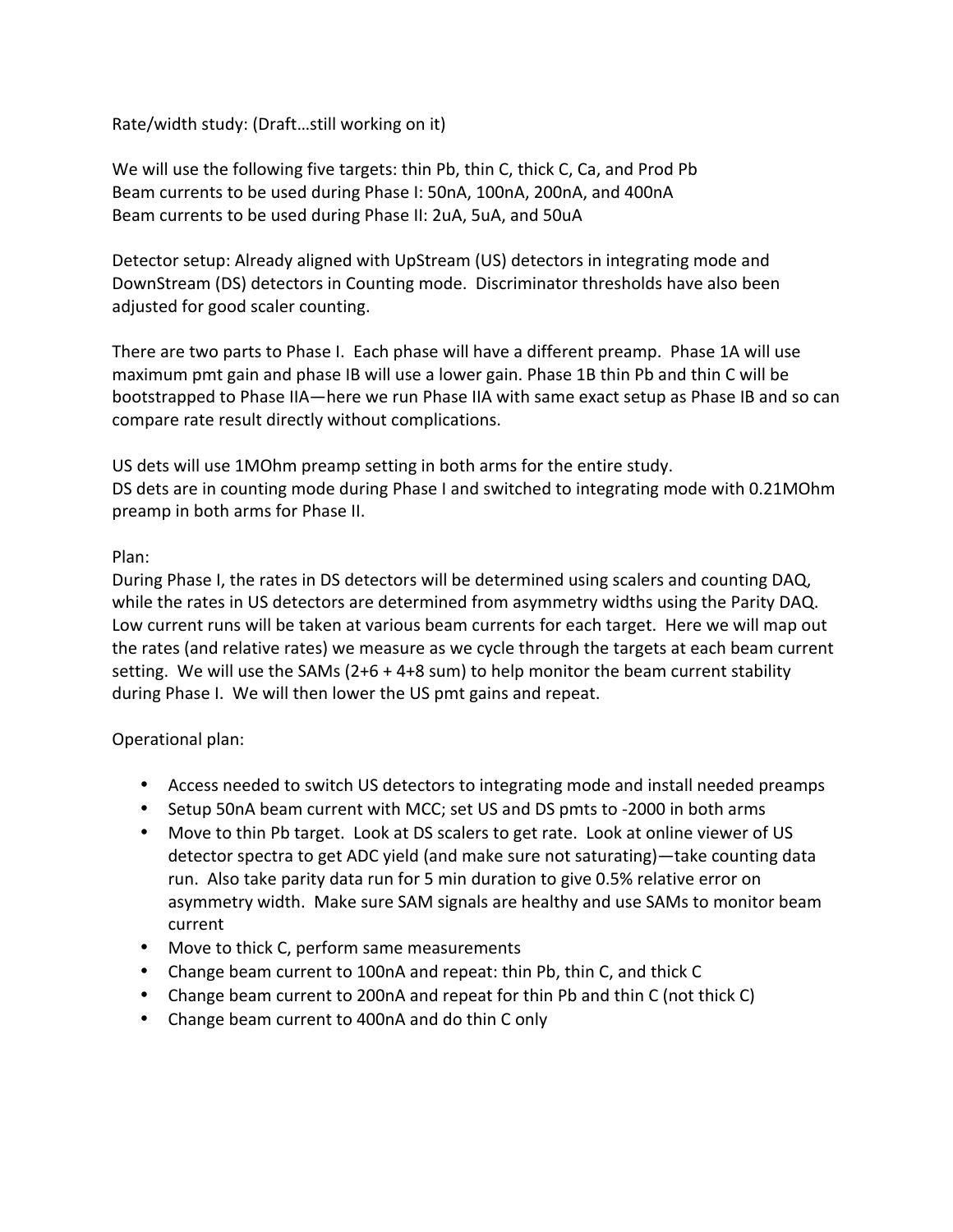Rate/width study: (Draft…still working on it)

We will use the following five targets: thin Pb, thin C, thick C, Ca, and Prod Pb
Beam currents to be used during Phase I: 50nA, 100nA, 200nA, and 400nA
Beam currents to be used during Phase II: 2uA, 5uA, and 50uA

Detector setup: Already aligned with UpStream (US) detectors in integrating mode and DownStream (DS) detectors in Counting mode. Discriminator thresholds have also been adjusted for good scaler counting.

There are two parts to Phase I. Each phase will have a different preamp. Phase 1A will use maximum pmt gain and phase IB will use a lower gain. Phase 1B thin Pb and thin C will be bootstrapped to Phase IIA—here we run Phase IIA with same exact setup as Phase IB and so can compare rate result directly without complications.

US dets will use 1MOhm preamp setting in both arms for the entire study.
DS dets are in counting mode during Phase I and switched to integrating mode with 0.21MOhm preamp in both arms for Phase II.

Plan:
During Phase I, the rates in DS detectors will be determined using scalers and counting DAQ, while the rates in US detectors are determined from asymmetry widths using the Parity DAQ. Low current runs will be taken at various beam currents for each target. Here we will map out the rates (and relative rates) we measure as we cycle through the targets at each beam current setting. We will use the SAMs (2+6 + 4+8 sum) to help monitor the beam current stability during Phase I. We will then lower the US pmt gains and repeat.

Operational plan:

- Access needed to switch US detectors to integrating mode and install needed preamps
- Setup 50nA beam current with MCC; set US and DS pmts to -2000 in both arms
- Move to thin Pb target. Look at DS scalers to get rate. Look at online viewer of US detector spectra to get ADC yield (and make sure not saturating)—take counting data run. Also take parity data run for 5 min duration to give 0.5% relative error on asymmetry width. Make sure SAM signals are healthy and use SAMs to monitor beam current
- Move to thick C, perform same measurements
- Change beam current to 100nA and repeat: thin Pb, thin C, and thick C
- Change beam current to 200nA and repeat for thin Pb and thin C (not thick C)
- Change beam current to 400nA and do thin C only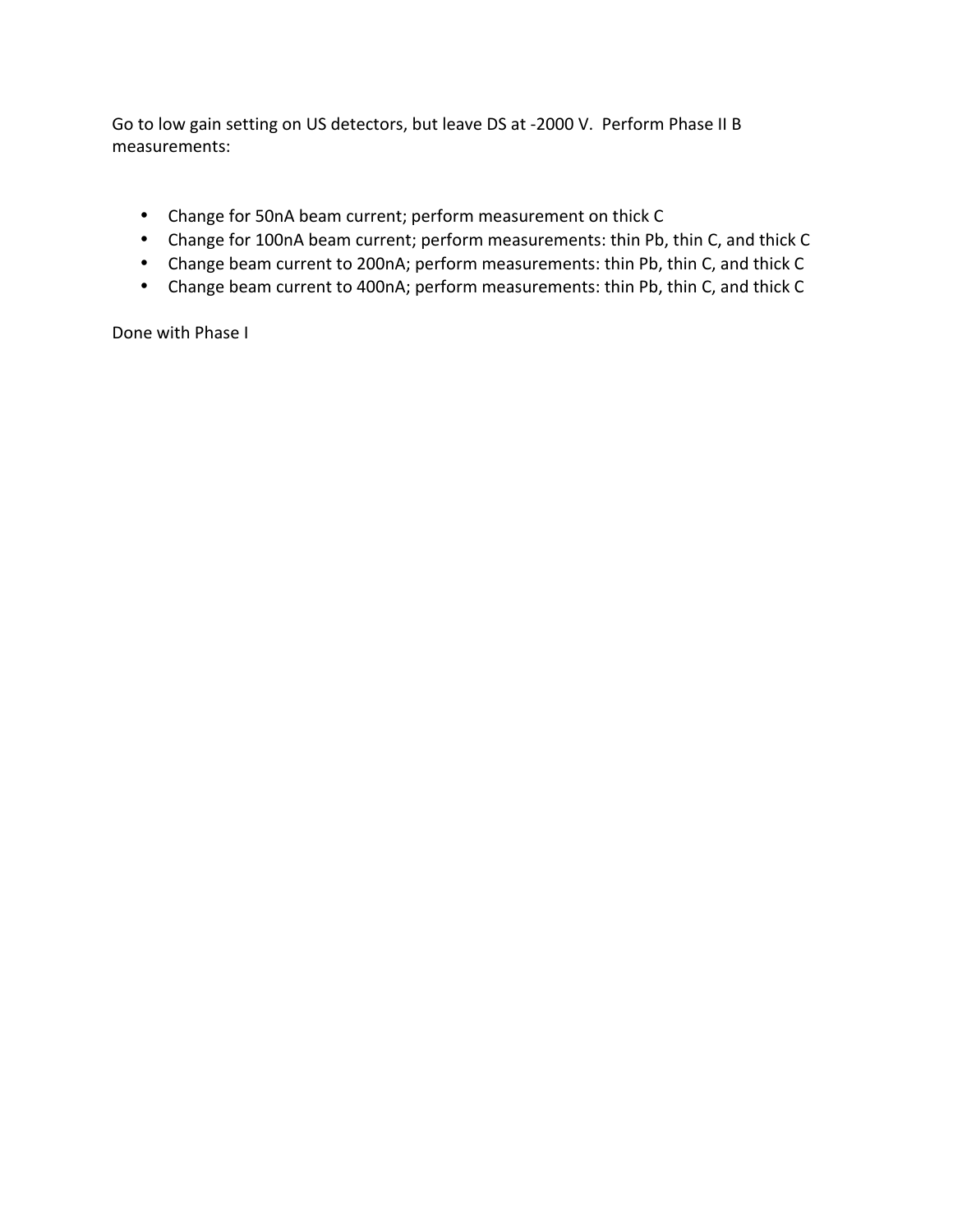Go to low gain setting on US detectors, but leave DS at -2000 V. Perform Phase II B measurements:

- Change for 50nA beam current; perform measurement on thick C
- Change for 100nA beam current; perform measurements: thin Pb, thin C, and thick C
- Change beam current to 200nA; perform measurements: thin Pb, thin C, and thick C
- Change beam current to 400nA; perform measurements: thin Pb, thin C, and thick C

Done with Phase I